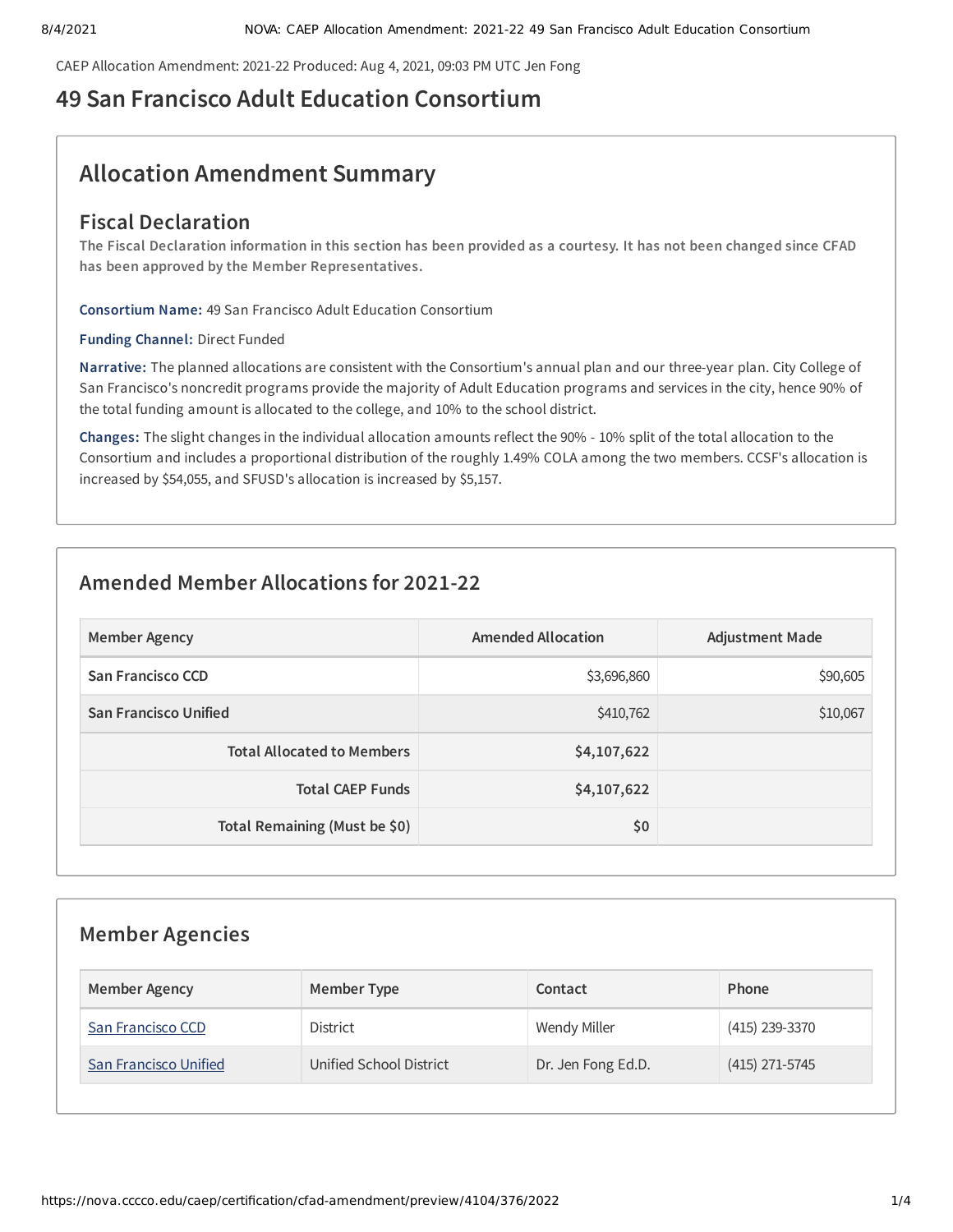CAEP Allocation Amendment: 2021-22 Produced: Aug 4, 2021, 09:03 PM UTC Jen Fong

# 49 San Francisco Adult Education Consortium

## Allocation Amendment Summary

### Fiscal Declaration

**The Fiscal Declaration information in this section has been provided as a courtesy. It has not been changed since CFAD has been approved by the Member Representatives.**

**Consortium Name:** 49 San Francisco Adult Education Consortium

**Funding Channel:** Direct Funded

**Narrative:** The planned allocations are consistent with the Consortium's annual plan and our three-year plan. City College of San Francisco's noncredit programs provide the majority of Adult Education programs and services in the city, hence 90% of the total funding amount is allocated to the college, and 10% to the school district.

**Changes:** The slight changes in the individual allocation amounts reflect the 90% - 10% split of the total allocation to the Consortium and includes a proportional distribution of the roughly 1.49% COLA among the two members. CCSF's allocation is increased by $54,055, and SFUSD's allocation is increased by $5,157.

## Amended Member Allocations for 2021-22

| Member Agency | Amended Allocation | Adjustment Made |
|---|---|---|
| **San Francisco CCD** | $3,696,860 | $90,605 |
| **San Francisco Unified** | $410,762 | $10,067 |
| **Total Allocated to Members** | **$4,107,622** | |
| **Total CAEP Funds** | **$4,107,622** | |
| **Total Remaining (Must be $0)** | **$0** | |

## Member Agencies

| Member Agency | Member Type | Contact | Phone |
|---|---|---|---|
| San Francisco CCD | District | Wendy Miller | (415) 239-3370 |
| San Francisco Unified | Unified School District | Dr. Jen Fong Ed.D. | (415) 271-5745 |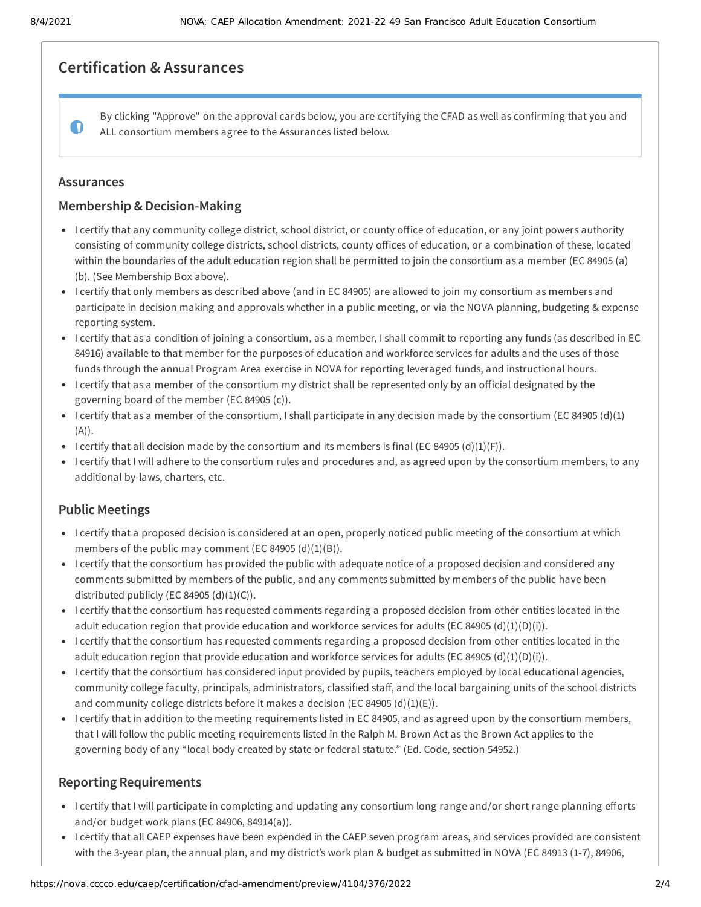## Certification & Assurances

By clicking "Approve" on the approval cards below, you are certifying the CFAD as well as confirming that you and ALL consortium members agree to the Assurances listed below.

### Assurances

### Membership & Decision-Making

- I certify that any community college district, school district, or county office of education, or any joint powers authority consisting of community college districts, school districts, county offices of education, or a combination of these, located within the boundaries of the adult education region shall be permitted to join the consortium as a member (EC 84905 (a)(b). (See Membership Box above).
- I certify that only members as described above (and in EC 84905) are allowed to join my consortium as members and participate in decision making and approvals whether in a public meeting, or via the NOVA planning, budgeting & expense reporting system.
- I certify that as a condition of joining a consortium, as a member, I shall commit to reporting any funds (as described in EC 84916) available to that member for the purposes of education and workforce services for adults and the uses of those funds through the annual Program Area exercise in NOVA for reporting leveraged funds, and instructional hours.
- I certify that as a member of the consortium my district shall be represented only by an official designated by the governing board of the member (EC 84905 (c)).
- I certify that as a member of the consortium, I shall participate in any decision made by the consortium (EC 84905 (d)(1)(A)).
- I certify that all decision made by the consortium and its members is final (EC 84905 (d)(1)(F)).
- I certify that I will adhere to the consortium rules and procedures and, as agreed upon by the consortium members, to any additional by-laws, charters, etc.

### Public Meetings

- I certify that a proposed decision is considered at an open, properly noticed public meeting of the consortium at which members of the public may comment (EC 84905 (d)(1)(B)).
- I certify that the consortium has provided the public with adequate notice of a proposed decision and considered any comments submitted by members of the public, and any comments submitted by members of the public have been distributed publicly (EC 84905 (d)(1)(C)).
- I certify that the consortium has requested comments regarding a proposed decision from other entities located in the adult education region that provide education and workforce services for adults (EC 84905 (d)(1)(D)(i)).
- I certify that the consortium has requested comments regarding a proposed decision from other entities located in the adult education region that provide education and workforce services for adults (EC 84905 (d)(1)(D)(i)).
- I certify that the consortium has considered input provided by pupils, teachers employed by local educational agencies, community college faculty, principals, administrators, classified staff, and the local bargaining units of the school districts and community college districts before it makes a decision (EC 84905 (d)(1)(E)).
- I certify that in addition to the meeting requirements listed in EC 84905, and as agreed upon by the consortium members, that I will follow the public meeting requirements listed in the Ralph M. Brown Act as the Brown Act applies to the governing body of any "local body created by state or federal statute." (Ed. Code, section 54952.)

### Reporting Requirements

- I certify that I will participate in completing and updating any consortium long range and/or short range planning efforts and/or budget work plans (EC 84906, 84914(a)).
- I certify that all CAEP expenses have been expended in the CAEP seven program areas, and services provided are consistent with the 3-year plan, the annual plan, and my district's work plan & budget as submitted in NOVA (EC 84913 (1-7), 84906,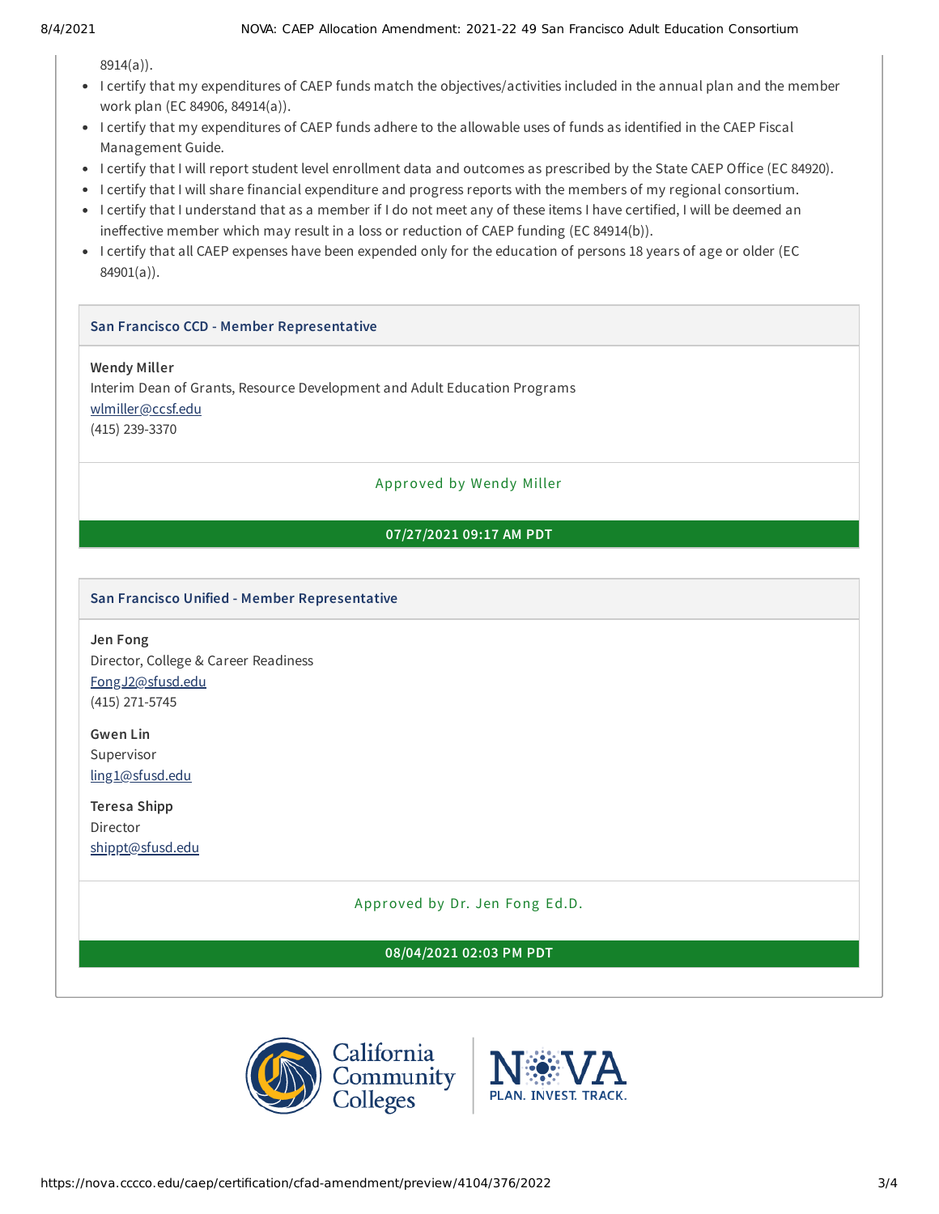8914(a)).

- I certify that my expenditures of CAEP funds match the objectives/activities included in the annual plan and the member work plan (EC 84906, 84914(a)).
- I certify that my expenditures of CAEP funds adhere to the allowable uses of funds as identified in the CAEP Fiscal Management Guide.
- I certify that I will report student level enrollment data and outcomes as prescribed by the State CAEP Office (EC 84920).
- I certify that I will share financial expenditure and progress reports with the members of my regional consortium.
- I certify that I understand that as a member if I do not meet any of these items I have certified, I will be deemed an ineffective member which may result in a loss or reduction of CAEP funding (EC 84914(b)).
- I certify that all CAEP expenses have been expended only for the education of persons 18 years of age or older (EC 84901(a)).

### San Francisco CCD - Member Representative

**Wendy Miller**
Interim Dean of Grants, Resource Development and Adult Education Programs
wlmiller@ccsf.edu
(415) 239-3370

Approved by Wendy Miller

**07/27/2021 09:17 AM PDT**

### San Francisco Unified - Member Representative

**Jen Fong**
Director, College & Career Readiness
FongJ2@sfusd.edu
(415) 271-5745

**Gwen Lin**
Supervisor
ling1@sfusd.edu

**Teresa Shipp**
Director
shippt@sfusd.edu

Approved by Dr. Jen Fong Ed.D.

**08/04/2021 02:03 PM PDT**

California Community Colleges | NOVA PLAN. INVEST. TRACK.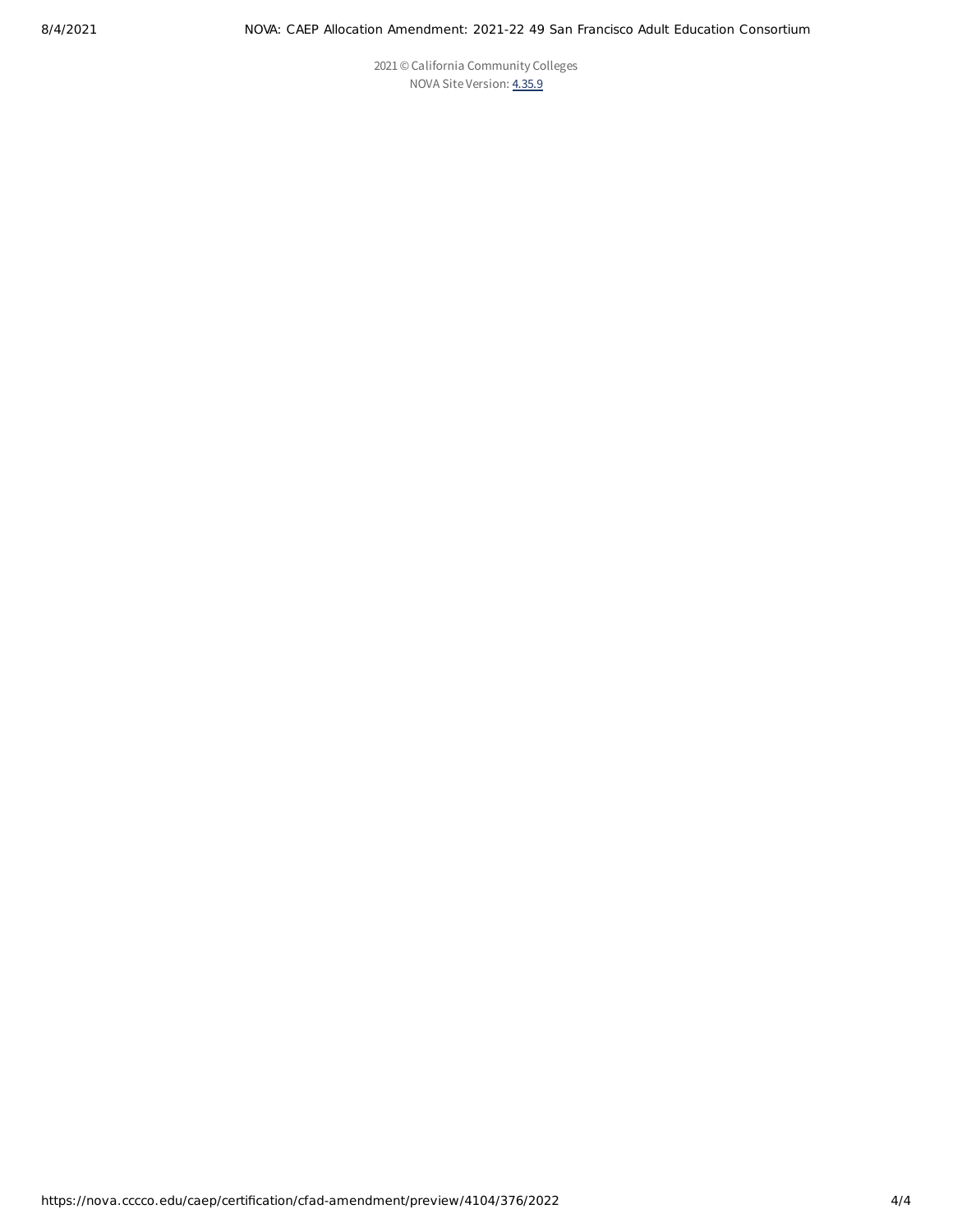2021 © California Community Colleges
NOVA Site Version: 4.35.9